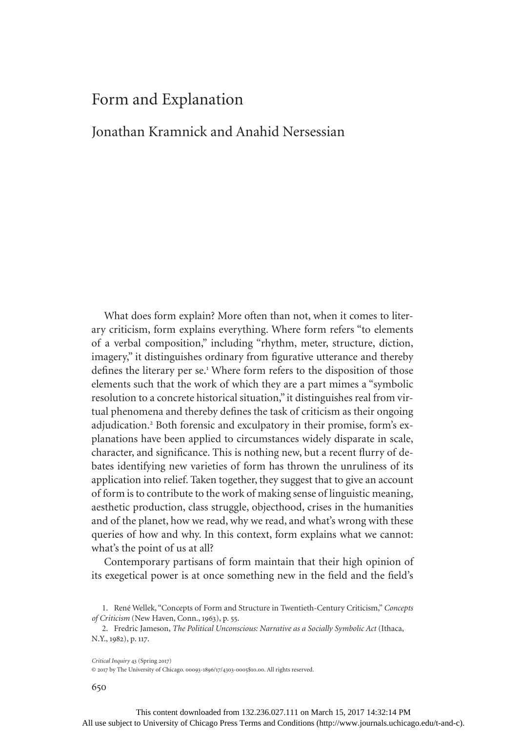# Form and Explanation

## Jonathan Kramnick and Anahid Nersessian

What does form explain? More often than not, when it comes to literary criticism, form explains everything. Where form refers "to elements of a verbal composition," including "rhythm, meter, structure, diction, imagery," it distinguishes ordinary from figurative utterance and thereby defines the literary per se.[1] Where form refers to the disposition of those elements such that the work of which they are a part mimes a "symbolic resolution to a concrete historical situation," it distinguishes real from virtual phenomena and thereby defines the task of criticism as their ongoing adjudication.[2] Both forensic and exculpatory in their promise, form's explanations have been applied to circumstances widely disparate in scale, character, and significance. This is nothing new, but a recent flurry of debates identifying new varieties of form has thrown the unruliness of its application into relief. Taken together, they suggest that to give an account of form is to contribute to the work of making sense of linguistic meaning, aesthetic production, class struggle, objecthood, crises in the humanities and of the planet, how we read, why we read, and what's wrong with these queries of how and why. In this context, form explains what we cannot: what's the point of us at all?

Contemporary partisans of form maintain that their high opinion of its exegetical power is at once something new in the field and the field's

1. René Wellek, "Concepts of Form and Structure in Twentieth-Century Criticism," *Concepts of Criticism* (New Haven, Conn., 1963), p. 55.

2. Fredric Jameson, *The Political Unconscious: Narrative as a Socially Symbolic Act* (Ithaca, N.Y., 1982), p. 117.

*Critical Inquiry* 43 (Spring 2017)
© 2017 by The University of Chicago. 00093-1896/17/4303-0005$10.00. All rights reserved.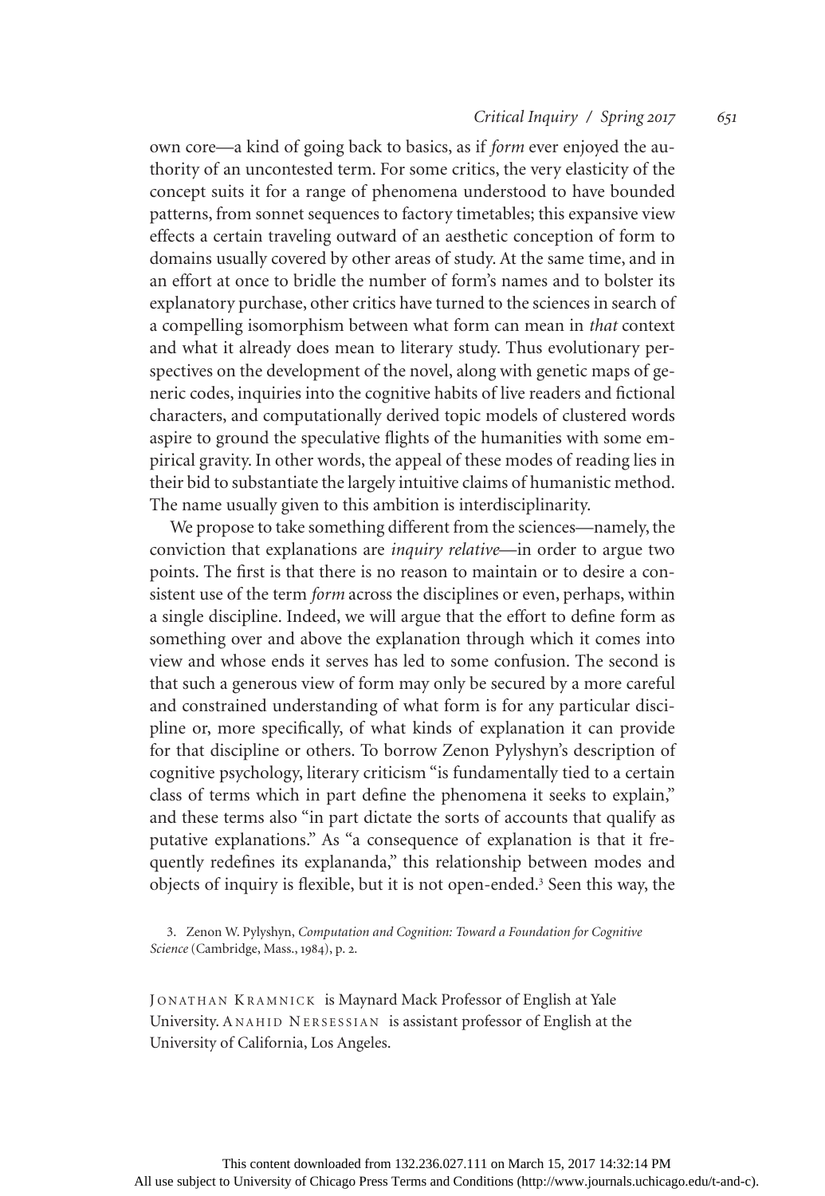own core—a kind of going back to basics, as if *form* ever enjoyed the authority of an uncontested term. For some critics, the very elasticity of the concept suits it for a range of phenomena understood to have bounded patterns, from sonnet sequences to factory timetables; this expansive view effects a certain traveling outward of an aesthetic conception of form to domains usually covered by other areas of study. At the same time, and in an effort at once to bridle the number of form's names and to bolster its explanatory purchase, other critics have turned to the sciences in search of a compelling isomorphism between what form can mean in *that* context and what it already does mean to literary study. Thus evolutionary perspectives on the development of the novel, along with genetic maps of generic codes, inquiries into the cognitive habits of live readers and fictional characters, and computationally derived topic models of clustered words aspire to ground the speculative flights of the humanities with some empirical gravity. In other words, the appeal of these modes of reading lies in their bid to substantiate the largely intuitive claims of humanistic method. The name usually given to this ambition is interdisciplinarity.

We propose to take something different from the sciences—namely, the conviction that explanations are *inquiry relative*—in order to argue two points. The first is that there is no reason to maintain or to desire a consistent use of the term *form* across the disciplines or even, perhaps, within a single discipline. Indeed, we will argue that the effort to define form as something over and above the explanation through which it comes into view and whose ends it serves has led to some confusion. The second is that such a generous view of form may only be secured by a more careful and constrained understanding of what form is for any particular discipline or, more specifically, of what kinds of explanation it can provide for that discipline or others. To borrow Zenon Pylyshyn's description of cognitive psychology, literary criticism "is fundamentally tied to a certain class of terms which in part define the phenomena it seeks to explain," and these terms also "in part dictate the sorts of accounts that qualify as putative explanations." As "a consequence of explanation is that it frequently redefines its explananda," this relationship between modes and objects of inquiry is flexible, but it is not open-ended.[3] Seen this way, the

3. Zenon W. Pylyshyn, *Computation and Cognition: Toward a Foundation for Cognitive Science* (Cambridge, Mass., 1984), p. 2.

JONATHAN KRAMNICK is Maynard Mack Professor of English at Yale University. ANAHID NERSESSIAN is assistant professor of English at the University of California, Los Angeles.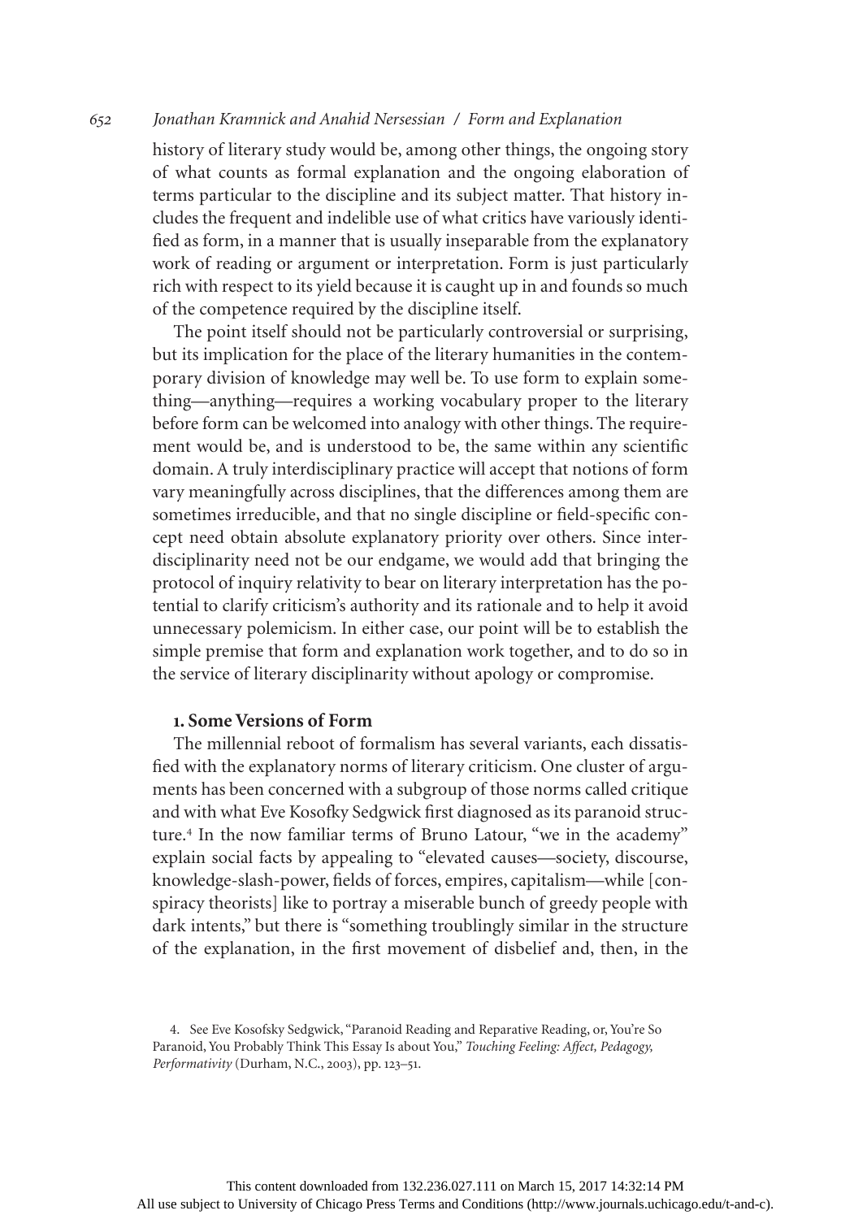history of literary study would be, among other things, the ongoing story of what counts as formal explanation and the ongoing elaboration of terms particular to the discipline and its subject matter. That history includes the frequent and indelible use of what critics have variously identified as form, in a manner that is usually inseparable from the explanatory work of reading or argument or interpretation. Form is just particularly rich with respect to its yield because it is caught up in and founds so much of the competence required by the discipline itself.

The point itself should not be particularly controversial or surprising, but its implication for the place of the literary humanities in the contemporary division of knowledge may well be. To use form to explain something—anything—requires a working vocabulary proper to the literary before form can be welcomed into analogy with other things. The requirement would be, and is understood to be, the same within any scientific domain. A truly interdisciplinary practice will accept that notions of form vary meaningfully across disciplines, that the differences among them are sometimes irreducible, and that no single discipline or field-specific concept need obtain absolute explanatory priority over others. Since interdisciplinarity need not be our endgame, we would add that bringing the protocol of inquiry relativity to bear on literary interpretation has the potential to clarify criticism's authority and its rationale and to help it avoid unnecessary polemicism. In either case, our point will be to establish the simple premise that form and explanation work together, and to do so in the service of literary disciplinarity without apology or compromise.

## 1. Some Versions of Form

The millennial reboot of formalism has several variants, each dissatisfied with the explanatory norms of literary criticism. One cluster of arguments has been concerned with a subgroup of those norms called critique and with what Eve Kosofky Sedgwick first diagnosed as its paranoid structure.[4] In the now familiar terms of Bruno Latour, "we in the academy" explain social facts by appealing to "elevated causes—society, discourse, knowledge-slash-power, fields of forces, empires, capitalism—while [conspiracy theorists] like to portray a miserable bunch of greedy people with dark intents," but there is "something troublingly similar in the structure of the explanation, in the first movement of disbelief and, then, in the

4. See Eve Kosofsky Sedgwick, "Paranoid Reading and Reparative Reading, or, You're So Paranoid, You Probably Think This Essay Is about You," *Touching Feeling: Affect, Pedagogy, Performativity* (Durham, N.C., 2003), pp. 123–51.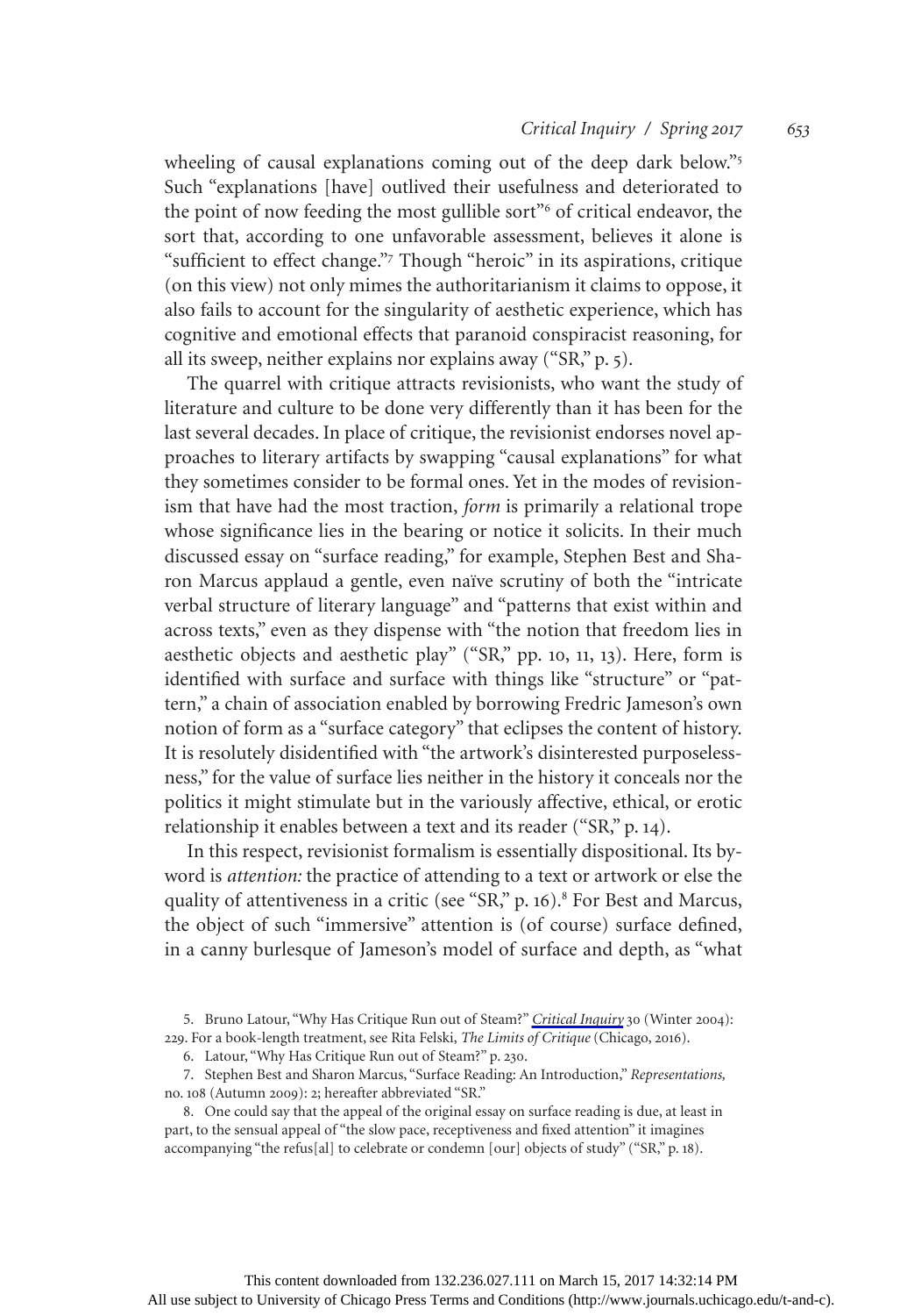wheeling of causal explanations coming out of the deep dark below."[5] Such "explanations [have] outlived their usefulness and deteriorated to the point of now feeding the most gullible sort"[6] of critical endeavor, the sort that, according to one unfavorable assessment, believes it alone is "sufficient to effect change."[7] Though "heroic" in its aspirations, critique (on this view) not only mimes the authoritarianism it claims to oppose, it also fails to account for the singularity of aesthetic experience, which has cognitive and emotional effects that paranoid conspiracist reasoning, for all its sweep, neither explains nor explains away ("SR," p. 5).

The quarrel with critique attracts revisionists, who want the study of literature and culture to be done very differently than it has been for the last several decades. In place of critique, the revisionist endorses novel approaches to literary artifacts by swapping "causal explanations" for what they sometimes consider to be formal ones. Yet in the modes of revisionism that have had the most traction, *form* is primarily a relational trope whose significance lies in the bearing or notice it solicits. In their much discussed essay on "surface reading," for example, Stephen Best and Sharon Marcus applaud a gentle, even naïve scrutiny of both the "intricate verbal structure of literary language" and "patterns that exist within and across texts," even as they dispense with "the notion that freedom lies in aesthetic objects and aesthetic play" ("SR," pp. 10, 11, 13). Here, form is identified with surface and surface with things like "structure" or "pattern," a chain of association enabled by borrowing Fredric Jameson's own notion of form as a "surface category" that eclipses the content of history. It is resolutely disidentified with "the artwork's disinterested purposelessness," for the value of surface lies neither in the history it conceals nor the politics it might stimulate but in the variously affective, ethical, or erotic relationship it enables between a text and its reader ("SR," p. 14).

In this respect, revisionist formalism is essentially dispositional. Its byword is *attention:* the practice of attending to a text or artwork or else the quality of attentiveness in a critic (see "SR," p. 16).[8] For Best and Marcus, the object of such "immersive" attention is (of course) surface defined, in a canny burlesque of Jameson's model of surface and depth, as "what

5. Bruno Latour, "Why Has Critique Run out of Steam?" *Critical Inquiry* 30 (Winter 2004): 229. For a book-length treatment, see Rita Felski, *The Limits of Critique* (Chicago, 2016).

6. Latour, "Why Has Critique Run out of Steam?" p. 230.

7. Stephen Best and Sharon Marcus, "Surface Reading: An Introduction," *Representations,* no. 108 (Autumn 2009): 2; hereafter abbreviated "SR."

8. One could say that the appeal of the original essay on surface reading is due, at least in part, to the sensual appeal of "the slow pace, receptiveness and fixed attention" it imagines accompanying "the refus[al] to celebrate or condemn [our] objects of study" ("SR," p. 18).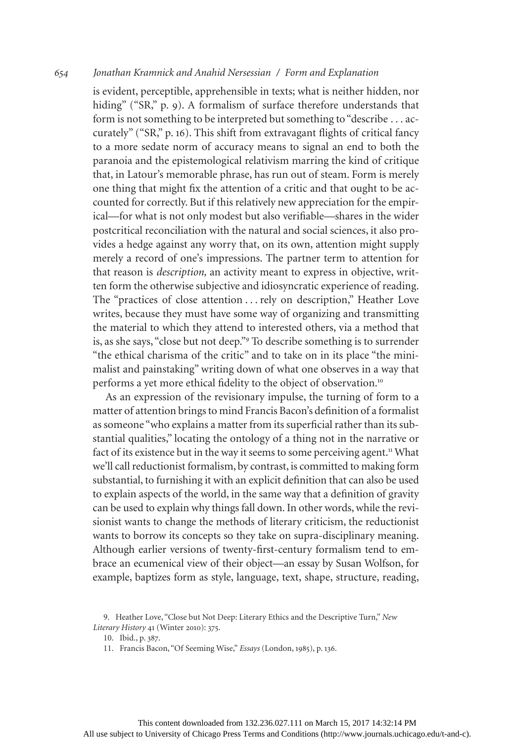is evident, perceptible, apprehensible in texts; what is neither hidden, nor hiding" ("SR," p. 9). A formalism of surface therefore understands that form is not something to be interpreted but something to "describe . . . accurately" ("SR," p. 16). This shift from extravagant flights of critical fancy to a more sedate norm of accuracy means to signal an end to both the paranoia and the epistemological relativism marring the kind of critique that, in Latour's memorable phrase, has run out of steam. Form is merely one thing that might fix the attention of a critic and that ought to be accounted for correctly. But if this relatively new appreciation for the empirical—for what is not only modest but also verifiable—shares in the wider postcritical reconciliation with the natural and social sciences, it also provides a hedge against any worry that, on its own, attention might supply merely a record of one's impressions. The partner term to attention for that reason is *description,* an activity meant to express in objective, written form the otherwise subjective and idiosyncratic experience of reading. The "practices of close attention . . . rely on description," Heather Love writes, because they must have some way of organizing and transmitting the material to which they attend to interested others, via a method that is, as she says, "close but not deep."[9] To describe something is to surrender "the ethical charisma of the critic" and to take on in its place "the minimalist and painstaking" writing down of what one observes in a way that performs a yet more ethical fidelity to the object of observation.[10]

As an expression of the revisionary impulse, the turning of form to a matter of attention brings to mind Francis Bacon's definition of a formalist as someone "who explains a matter from its superficial rather than its substantial qualities," locating the ontology of a thing not in the narrative or fact of its existence but in the way it seems to some perceiving agent.[11] What we'll call reductionist formalism, by contrast, is committed to making form substantial, to furnishing it with an explicit definition that can also be used to explain aspects of the world, in the same way that a definition of gravity can be used to explain why things fall down. In other words, while the revisionist wants to change the methods of literary criticism, the reductionist wants to borrow its concepts so they take on supra-disciplinary meaning. Although earlier versions of twenty-first-century formalism tend to embrace an ecumenical view of their object—an essay by Susan Wolfson, for example, baptizes form as style, language, text, shape, structure, reading,

9. Heather Love, "Close but Not Deep: Literary Ethics and the Descriptive Turn," *New Literary History* 41 (Winter 2010): 375.

10. Ibid., p. 387.

11. Francis Bacon, "Of Seeming Wise," *Essays* (London, 1985), p. 136.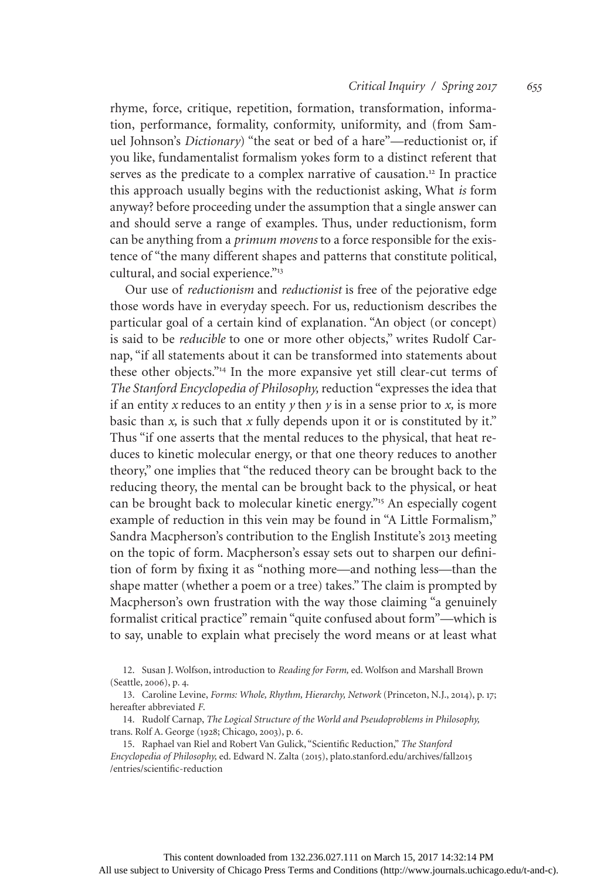rhyme, force, critique, repetition, formation, transformation, information, performance, formality, conformity, uniformity, and (from Samuel Johnson's *Dictionary*) "the seat or bed of a hare"—reductionist or, if you like, fundamentalist formalism yokes form to a distinct referent that serves as the predicate to a complex narrative of causation.[12] In practice this approach usually begins with the reductionist asking, What *is* form anyway? before proceeding under the assumption that a single answer can and should serve a range of examples. Thus, under reductionism, form can be anything from a *primum movens* to a force responsible for the existence of "the many different shapes and patterns that constitute political, cultural, and social experience."[13]

Our use of *reductionism* and *reductionist* is free of the pejorative edge those words have in everyday speech. For us, reductionism describes the particular goal of a certain kind of explanation. "An object (or concept) is said to be *reducible* to one or more other objects," writes Rudolf Carnap, "if all statements about it can be transformed into statements about these other objects."[14] In the more expansive yet still clear-cut terms of *The Stanford Encyclopedia of Philosophy,* reduction "expresses the idea that if an entity *x* reduces to an entity *y* then *y* is in a sense prior to *x,* is more basic than *x,* is such that *x* fully depends upon it or is constituted by it." Thus "if one asserts that the mental reduces to the physical, that heat reduces to kinetic molecular energy, or that one theory reduces to another theory," one implies that "the reduced theory can be brought back to the reducing theory, the mental can be brought back to the physical, or heat can be brought back to molecular kinetic energy."[15] An especially cogent example of reduction in this vein may be found in "A Little Formalism," Sandra Macpherson's contribution to the English Institute's 2013 meeting on the topic of form. Macpherson's essay sets out to sharpen our definition of form by fixing it as "nothing more—and nothing less—than the shape matter (whether a poem or a tree) takes." The claim is prompted by Macpherson's own frustration with the way those claiming "a genuinely formalist critical practice" remain "quite confused about form"—which is to say, unable to explain what precisely the word means or at least what

12. Susan J. Wolfson, introduction to *Reading for Form,* ed. Wolfson and Marshall Brown (Seattle, 2006), p. 4.

13. Caroline Levine, *Forms: Whole, Rhythm, Hierarchy, Network* (Princeton, N.J., 2014), p. 17; hereafter abbreviated *F*.

14. Rudolf Carnap, *The Logical Structure of the World and Pseudoproblems in Philosophy,* trans. Rolf A. George (1928; Chicago, 2003), p. 6.

15. Raphael van Riel and Robert Van Gulick, "Scientific Reduction," *The Stanford Encyclopedia of Philosophy,* ed. Edward N. Zalta (2015), plato.stanford.edu/archives/fall2015/entries/scientific-reduction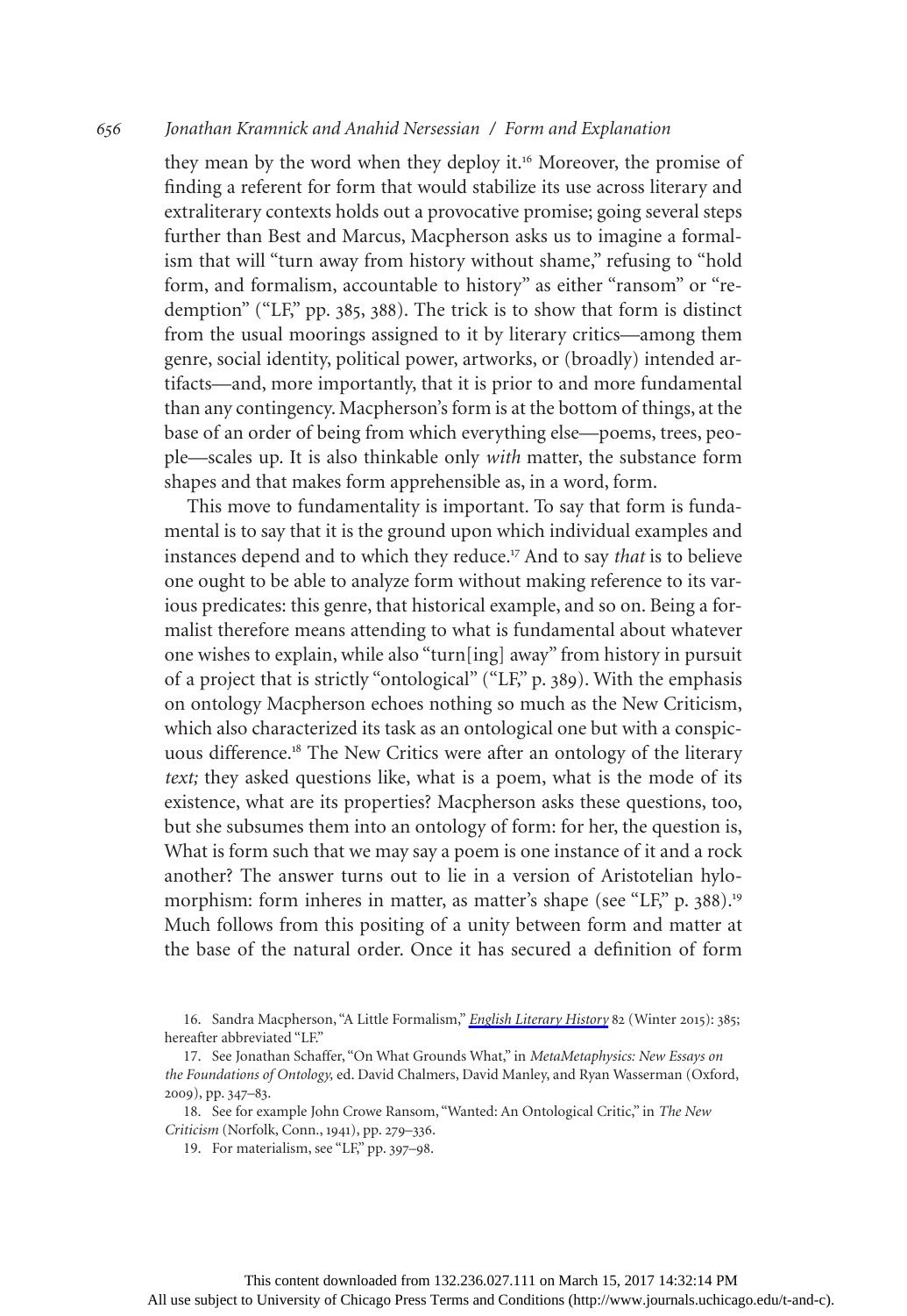they mean by the word when they deploy it.[16] Moreover, the promise of finding a referent for form that would stabilize its use across literary and extraliterary contexts holds out a provocative promise; going several steps further than Best and Marcus, Macpherson asks us to imagine a formalism that will "turn away from history without shame," refusing to "hold form, and formalism, accountable to history" as either "ransom" or "redemption" ("LF," pp. 385, 388). The trick is to show that form is distinct from the usual moorings assigned to it by literary critics—among them genre, social identity, political power, artworks, or (broadly) intended artifacts—and, more importantly, that it is prior to and more fundamental than any contingency. Macpherson's form is at the bottom of things, at the base of an order of being from which everything else—poems, trees, people—scales up. It is also thinkable only *with* matter, the substance form shapes and that makes form apprehensible as, in a word, form.

This move to fundamentality is important. To say that form is fundamental is to say that it is the ground upon which individual examples and instances depend and to which they reduce.[17] And to say *that* is to believe one ought to be able to analyze form without making reference to its various predicates: this genre, that historical example, and so on. Being a formalist therefore means attending to what is fundamental about whatever one wishes to explain, while also "turn[ing] away" from history in pursuit of a project that is strictly "ontological" ("LF," p. 389). With the emphasis on ontology Macpherson echoes nothing so much as the New Criticism, which also characterized its task as an ontological one but with a conspicuous difference.[18] The New Critics were after an ontology of the literary *text;* they asked questions like, what is a poem, what is the mode of its existence, what are its properties? Macpherson asks these questions, too, but she subsumes them into an ontology of form: for her, the question is, What is form such that we may say a poem is one instance of it and a rock another? The answer turns out to lie in a version of Aristotelian hylomorphism: form inheres in matter, as matter's shape (see "LF," p. 388).[19] Much follows from this positing of a unity between form and matter at the base of the natural order. Once it has secured a definition of form

16. Sandra Macpherson, "A Little Formalism," *English Literary History* 82 (Winter 2015): 385; hereafter abbreviated "LF."

17. See Jonathan Schaffer, "On What Grounds What," in *MetaMetaphysics: New Essays on the Foundations of Ontology,* ed. David Chalmers, David Manley, and Ryan Wasserman (Oxford, 2009), pp. 347–83.

18. See for example John Crowe Ransom, "Wanted: An Ontological Critic," in *The New Criticism* (Norfolk, Conn., 1941), pp. 279–336.

19. For materialism, see "LF," pp. 397–98.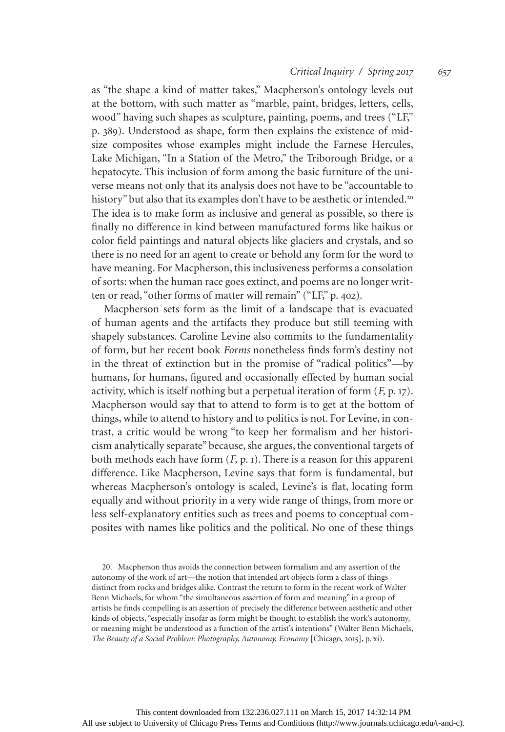as "the shape a kind of matter takes," Macpherson's ontology levels out at the bottom, with such matter as "marble, paint, bridges, letters, cells, wood" having such shapes as sculpture, painting, poems, and trees ("LF," p. 389). Understood as shape, form then explains the existence of mid-size composites whose examples might include the Farnese Hercules, Lake Michigan, "In a Station of the Metro," the Triborough Bridge, or a hepatocyte. This inclusion of form among the basic furniture of the universe means not only that its analysis does not have to be "accountable to history" but also that its examples don't have to be aesthetic or intended.[20] The idea is to make form as inclusive and general as possible, so there is finally no difference in kind between manufactured forms like haikus or color field paintings and natural objects like glaciers and crystals, and so there is no need for an agent to create or behold any form for the word to have meaning. For Macpherson, this inclusiveness performs a consolation of sorts: when the human race goes extinct, and poems are no longer written or read, "other forms of matter will remain" ("LF," p. 402).

Macpherson sets form as the limit of a landscape that is evacuated of human agents and the artifacts they produce but still teeming with shapely substances. Caroline Levine also commits to the fundamentality of form, but her recent book *Forms* nonetheless finds form's destiny not in the threat of extinction but in the promise of "radical politics"—by humans, for humans, figured and occasionally effected by human social activity, which is itself nothing but a perpetual iteration of form (*F,* p. 17). Macpherson would say that to attend to form is to get at the bottom of things, while to attend to history and to politics is not. For Levine, in contrast, a critic would be wrong "to keep her formalism and her historicism analytically separate" because, she argues, the conventional targets of both methods each have form (*F,* p. 1). There is a reason for this apparent difference. Like Macpherson, Levine says that form is fundamental, but whereas Macpherson's ontology is scaled, Levine's is flat, locating form equally and without priority in a very wide range of things, from more or less self-explanatory entities such as trees and poems to conceptual composites with names like politics and the political. No one of these things

20. Macpherson thus avoids the connection between formalism and any assertion of the autonomy of the work of art—the notion that intended art objects form a class of things distinct from rocks and bridges alike. Contrast the return to form in the recent work of Walter Benn Michaels, for whom "the simultaneous assertion of form and meaning" in a group of artists he finds compelling is an assertion of precisely the difference between aesthetic and other kinds of objects, "especially insofar as form might be thought to establish the work's autonomy, or meaning might be understood as a function of the artist's intentions" (Walter Benn Michaels, *The Beauty of a Social Problem: Photography, Autonomy, Economy* [Chicago, 2015], p. xi).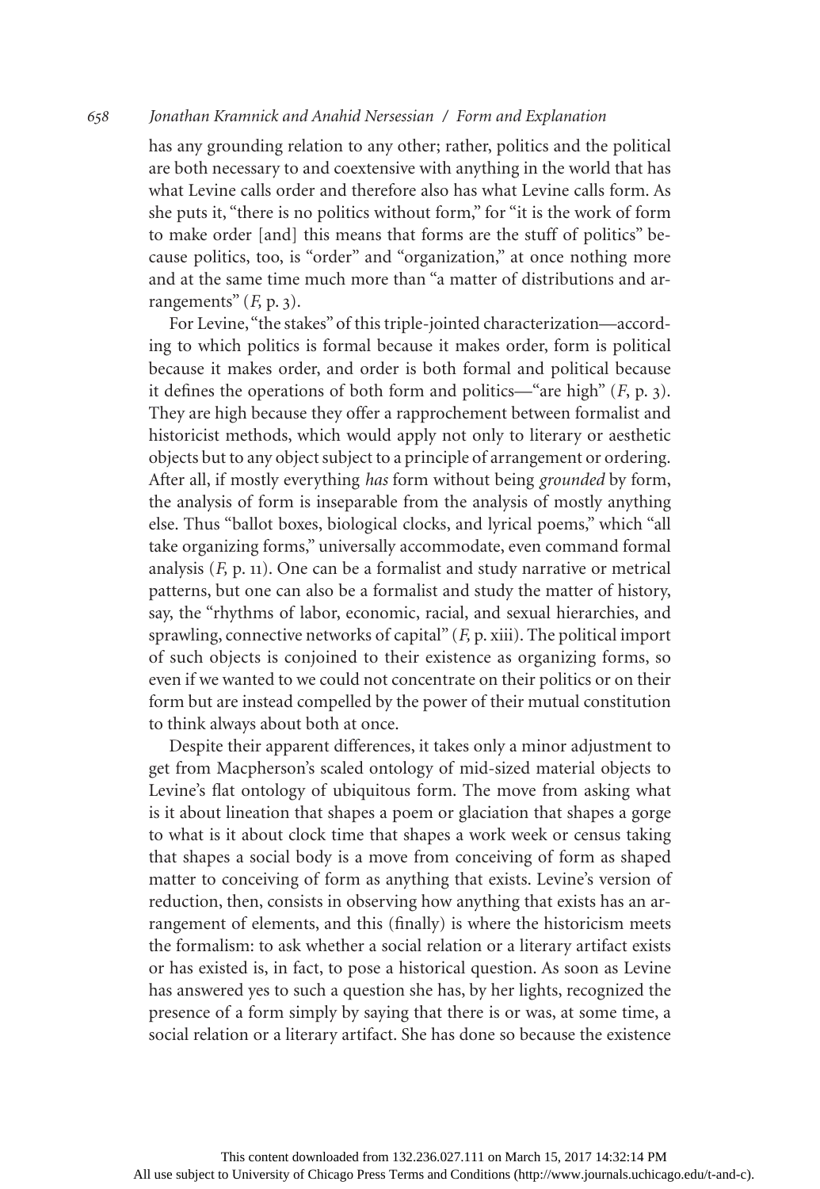has any grounding relation to any other; rather, politics and the political are both necessary to and coextensive with anything in the world that has what Levine calls order and therefore also has what Levine calls form. As she puts it, "there is no politics without form," for "it is the work of form to make order [and] this means that forms are the stuff of politics" because politics, too, is "order" and "organization," at once nothing more and at the same time much more than "a matter of distributions and arrangements" (*F*, p. 3).

For Levine, "the stakes" of this triple-jointed characterization—according to which politics is formal because it makes order, form is political because it makes order, and order is both formal and political because it defines the operations of both form and politics—"are high" (*F*, p. 3). They are high because they offer a rapprochement between formalist and historicist methods, which would apply not only to literary or aesthetic objects but to any object subject to a principle of arrangement or ordering. After all, if mostly everything *has* form without being *grounded* by form, the analysis of form is inseparable from the analysis of mostly anything else. Thus "ballot boxes, biological clocks, and lyrical poems," which "all take organizing forms," universally accommodate, even command formal analysis (*F*, p. 11). One can be a formalist and study narrative or metrical patterns, but one can also be a formalist and study the matter of history, say, the "rhythms of labor, economic, racial, and sexual hierarchies, and sprawling, connective networks of capital" (*F*, p. xiii). The political import of such objects is conjoined to their existence as organizing forms, so even if we wanted to we could not concentrate on their politics or on their form but are instead compelled by the power of their mutual constitution to think always about both at once.

Despite their apparent differences, it takes only a minor adjustment to get from Macpherson's scaled ontology of mid-sized material objects to Levine's flat ontology of ubiquitous form. The move from asking what is it about lineation that shapes a poem or glaciation that shapes a gorge to what is it about clock time that shapes a work week or census taking that shapes a social body is a move from conceiving of form as shaped matter to conceiving of form as anything that exists. Levine's version of reduction, then, consists in observing how anything that exists has an arrangement of elements, and this (finally) is where the historicism meets the formalism: to ask whether a social relation or a literary artifact exists or has existed is, in fact, to pose a historical question. As soon as Levine has answered yes to such a question she has, by her lights, recognized the presence of a form simply by saying that there is or was, at some time, a social relation or a literary artifact. She has done so because the existence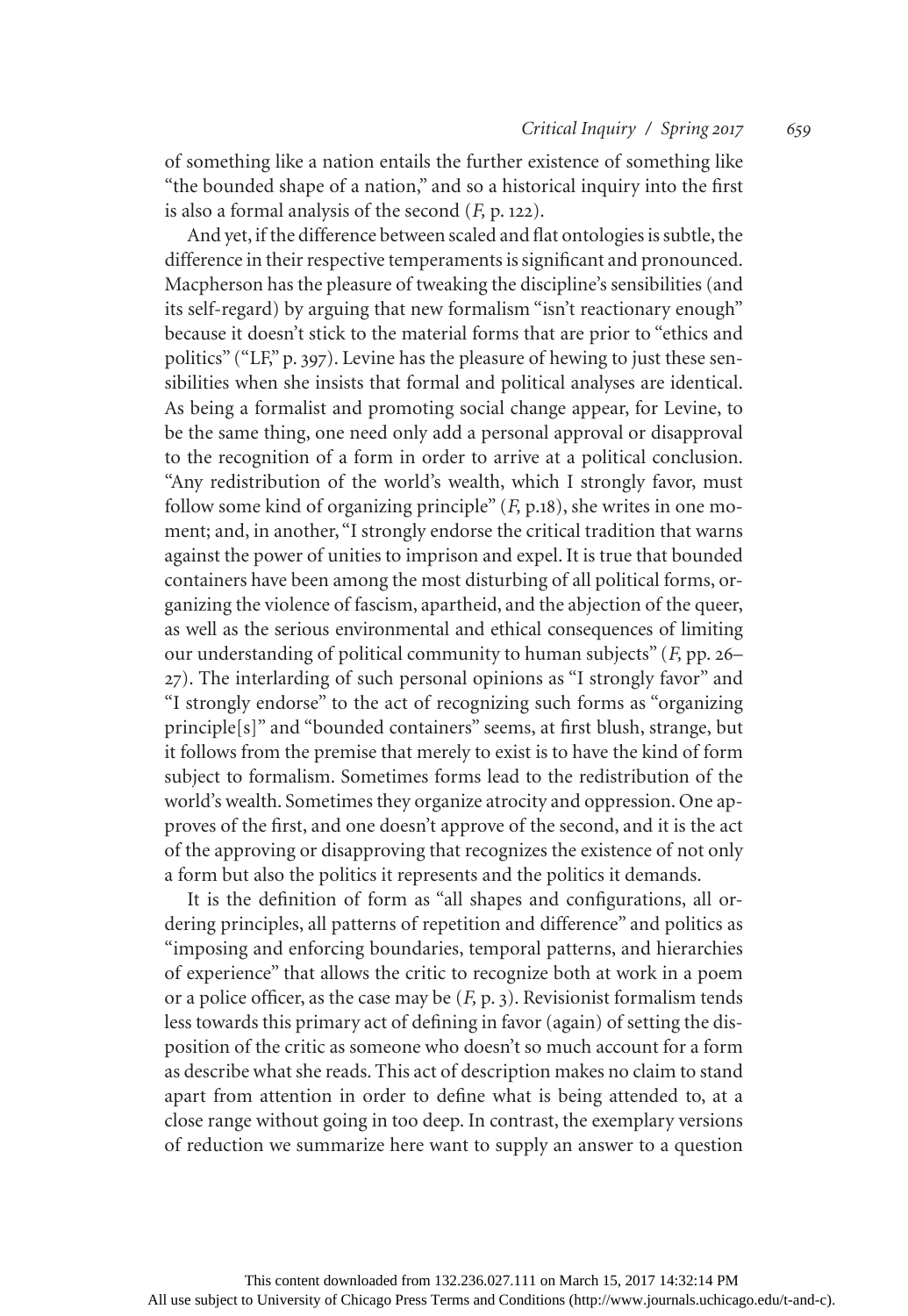of something like a nation entails the further existence of something like "the bounded shape of a nation," and so a historical inquiry into the first is also a formal analysis of the second (*F,* p. 122).

And yet, if the difference between scaled and flat ontologies is subtle, the difference in their respective temperaments is significant and pronounced. Macpherson has the pleasure of tweaking the discipline's sensibilities (and its self-regard) by arguing that new formalism "isn't reactionary enough" because it doesn't stick to the material forms that are prior to "ethics and politics" ("LF," p. 397). Levine has the pleasure of hewing to just these sensibilities when she insists that formal and political analyses are identical. As being a formalist and promoting social change appear, for Levine, to be the same thing, one need only add a personal approval or disapproval to the recognition of a form in order to arrive at a political conclusion. "Any redistribution of the world's wealth, which I strongly favor, must follow some kind of organizing principle" (*F,* p.18), she writes in one moment; and, in another, "I strongly endorse the critical tradition that warns against the power of unities to imprison and expel. It is true that bounded containers have been among the most disturbing of all political forms, organizing the violence of fascism, apartheid, and the abjection of the queer, as well as the serious environmental and ethical consequences of limiting our understanding of political community to human subjects" (*F,* pp. 26–27). The interlarding of such personal opinions as "I strongly favor" and "I strongly endorse" to the act of recognizing such forms as "organizing principle[s]" and "bounded containers" seems, at first blush, strange, but it follows from the premise that merely to exist is to have the kind of form subject to formalism. Sometimes forms lead to the redistribution of the world's wealth. Sometimes they organize atrocity and oppression. One approves of the first, and one doesn't approve of the second, and it is the act of the approving or disapproving that recognizes the existence of not only a form but also the politics it represents and the politics it demands.

It is the definition of form as "all shapes and configurations, all ordering principles, all patterns of repetition and difference" and politics as "imposing and enforcing boundaries, temporal patterns, and hierarchies of experience" that allows the critic to recognize both at work in a poem or a police officer, as the case may be (*F,* p. 3). Revisionist formalism tends less towards this primary act of defining in favor (again) of setting the disposition of the critic as someone who doesn't so much account for a form as describe what she reads. This act of description makes no claim to stand apart from attention in order to define what is being attended to, at a close range without going in too deep. In contrast, the exemplary versions of reduction we summarize here want to supply an answer to a question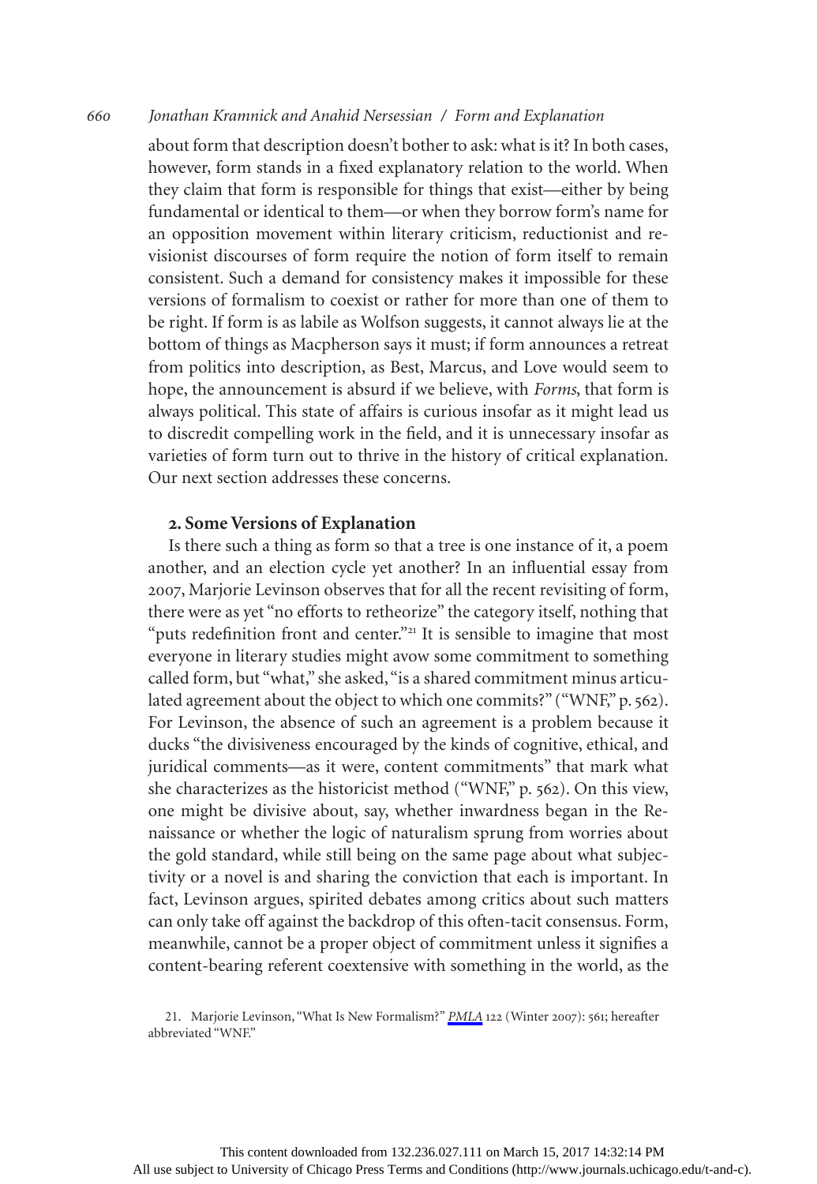about form that description doesn't bother to ask: what is it? In both cases, however, form stands in a fixed explanatory relation to the world. When they claim that form is responsible for things that exist—either by being fundamental or identical to them—or when they borrow form's name for an opposition movement within literary criticism, reductionist and revisionist discourses of form require the notion of form itself to remain consistent. Such a demand for consistency makes it impossible for these versions of formalism to coexist or rather for more than one of them to be right. If form is as labile as Wolfson suggests, it cannot always lie at the bottom of things as Macpherson says it must; if form announces a retreat from politics into description, as Best, Marcus, and Love would seem to hope, the announcement is absurd if we believe, with *Forms*, that form is always political. This state of affairs is curious insofar as it might lead us to discredit compelling work in the field, and it is unnecessary insofar as varieties of form turn out to thrive in the history of critical explanation. Our next section addresses these concerns.

## 2. Some Versions of Explanation

Is there such a thing as form so that a tree is one instance of it, a poem another, and an election cycle yet another? In an influential essay from 2007, Marjorie Levinson observes that for all the recent revisiting of form, there were as yet "no efforts to retheorize" the category itself, nothing that "puts redefinition front and center."[21] It is sensible to imagine that most everyone in literary studies might avow some commitment to something called form, but "what," she asked, "is a shared commitment minus articulated agreement about the object to which one commits?" ("WNF," p. 562). For Levinson, the absence of such an agreement is a problem because it ducks "the divisiveness encouraged by the kinds of cognitive, ethical, and juridical comments—as it were, content commitments" that mark what she characterizes as the historicist method ("WNF," p. 562). On this view, one might be divisive about, say, whether inwardness began in the Renaissance or whether the logic of naturalism sprung from worries about the gold standard, while still being on the same page about what subjectivity or a novel is and sharing the conviction that each is important. In fact, Levinson argues, spirited debates among critics about such matters can only take off against the backdrop of this often-tacit consensus. Form, meanwhile, cannot be a proper object of commitment unless it signifies a content-bearing referent coextensive with something in the world, as the

21. Marjorie Levinson, "What Is New Formalism?" *PMLA* 122 (Winter 2007): 561; hereafter abbreviated "WNF."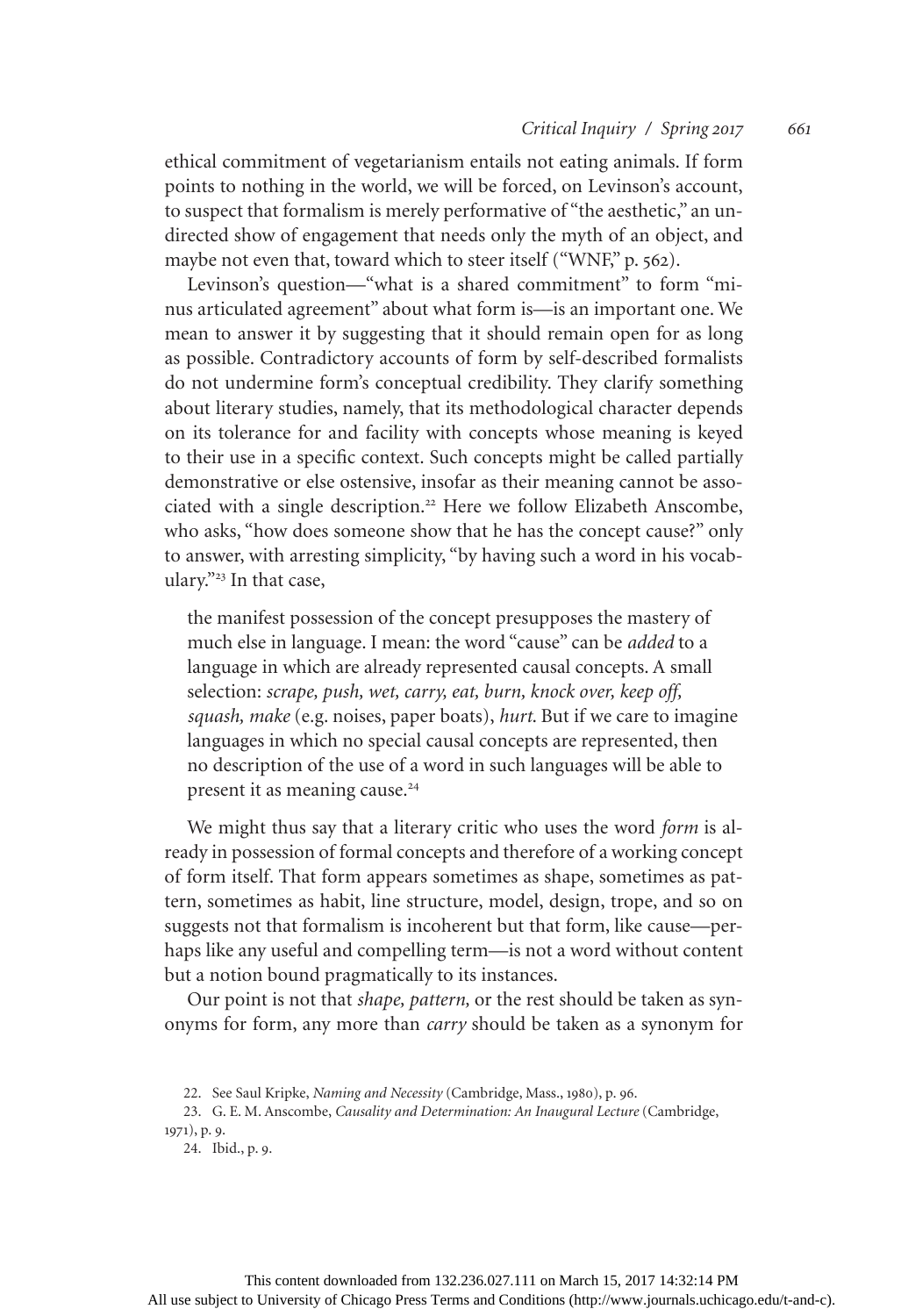ethical commitment of vegetarianism entails not eating animals. If form points to nothing in the world, we will be forced, on Levinson's account, to suspect that formalism is merely performative of "the aesthetic," an undirected show of engagement that needs only the myth of an object, and maybe not even that, toward which to steer itself ("WNF," p. 562).

Levinson's question—"what is a shared commitment" to form "minus articulated agreement" about what form is—is an important one. We mean to answer it by suggesting that it should remain open for as long as possible. Contradictory accounts of form by self-described formalists do not undermine form's conceptual credibility. They clarify something about literary studies, namely, that its methodological character depends on its tolerance for and facility with concepts whose meaning is keyed to their use in a specific context. Such concepts might be called partially demonstrative or else ostensive, insofar as their meaning cannot be associated with a single description.[22] Here we follow Elizabeth Anscombe, who asks, "how does someone show that he has the concept cause?" only to answer, with arresting simplicity, "by having such a word in his vocabulary."[23] In that case,

> the manifest possession of the concept presupposes the mastery of much else in language. I mean: the word "cause" can be *added* to a language in which are already represented causal concepts. A small selection: *scrape, push, wet, carry, eat, burn, knock over, keep off, squash, make* (e.g. noises, paper boats), *hurt*. But if we care to imagine languages in which no special causal concepts are represented, then no description of the use of a word in such languages will be able to present it as meaning cause.[24]

We might thus say that a literary critic who uses the word *form* is already in possession of formal concepts and therefore of a working concept of form itself. That form appears sometimes as shape, sometimes as pattern, sometimes as habit, line structure, model, design, trope, and so on suggests not that formalism is incoherent but that form, like cause—perhaps like any useful and compelling term—is not a word without content but a notion bound pragmatically to its instances.

Our point is not that *shape, pattern,* or the rest should be taken as synonyms for form, any more than *carry* should be taken as a synonym for

22. See Saul Kripke, *Naming and Necessity* (Cambridge, Mass., 1980), p. 96.

23. G. E. M. Anscombe, *Causality and Determination: An Inaugural Lecture* (Cambridge, 1971), p. 9.

24. Ibid., p. 9.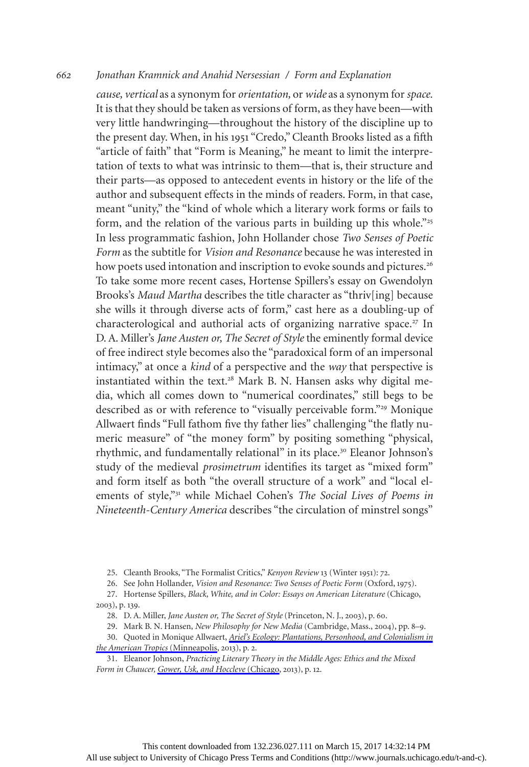*cause, vertical* as a synonym for *orientation,* or *wide* as a synonym for *space.* It is that they should be taken as versions of form, as they have been—with very little handwringing—throughout the history of the discipline up to the present day. When, in his 1951 "Credo," Cleanth Brooks listed as a fifth "article of faith" that "Form is Meaning," he meant to limit the interpretation of texts to what was intrinsic to them—that is, their structure and their parts—as opposed to antecedent events in history or the life of the author and subsequent effects in the minds of readers. Form, in that case, meant "unity," the "kind of whole which a literary work forms or fails to form, and the relation of the various parts in building up this whole."[25] In less programmatic fashion, John Hollander chose *Two Senses of Poetic Form* as the subtitle for *Vision and Resonance* because he was interested in how poets used intonation and inscription to evoke sounds and pictures.[26] To take some more recent cases, Hortense Spillers's essay on Gwendolyn Brooks's *Maud Martha* describes the title character as "thriv[ing] because she wills it through diverse acts of form," cast here as a doubling-up of characterological and authorial acts of organizing narrative space.[27] In D. A. Miller's *Jane Austen or, The Secret of Style* the eminently formal device of free indirect style becomes also the "paradoxical form of an impersonal intimacy," at once a *kind* of a perspective and the *way* that perspective is instantiated within the text.[28] Mark B. N. Hansen asks why digital media, which all comes down to "numerical coordinates," still begs to be described as or with reference to "visually perceivable form."[29] Monique Allwaert finds "Full fathom five thy father lies" challenging "the flatly numeric measure" of "the money form" by positing something "physical, rhythmic, and fundamentally relational" in its place.[30] Eleanor Johnson's study of the medieval *prosimetrum* identifies its target as "mixed form" and form itself as both "the overall structure of a work" and "local elements of style,"[31] while Michael Cohen's *The Social Lives of Poems in Nineteenth-Century America* describes "the circulation of minstrel songs"

25. Cleanth Brooks, "The Formalist Critics," *Kenyon Review* 13 (Winter 1951): 72.

26. See John Hollander, *Vision and Resonance: Two Senses of Poetic Form* (Oxford, 1975).

27. Hortense Spillers, *Black, White, and in Color: Essays on American Literature* (Chicago, 2003), p. 139.

28. D. A. Miller, *Jane Austen or, The Secret of Style* (Princeton, N. J., 2003), p. 60.

29. Mark B. N. Hansen, *New Philosophy for New Media* (Cambridge, Mass., 2004), pp. 8–9.

30. Quoted in Monique Allwaert, *Ariel's Ecology: Plantations, Personhood, and Colonialism in the American Tropics* (Minneapolis, 2013), p. 2.

31. Eleanor Johnson, *Practicing Literary Theory in the Middle Ages: Ethics and the Mixed Form in Chaucer, Gower, Usk, and Hoccleve* (Chicago, 2013), p. 12.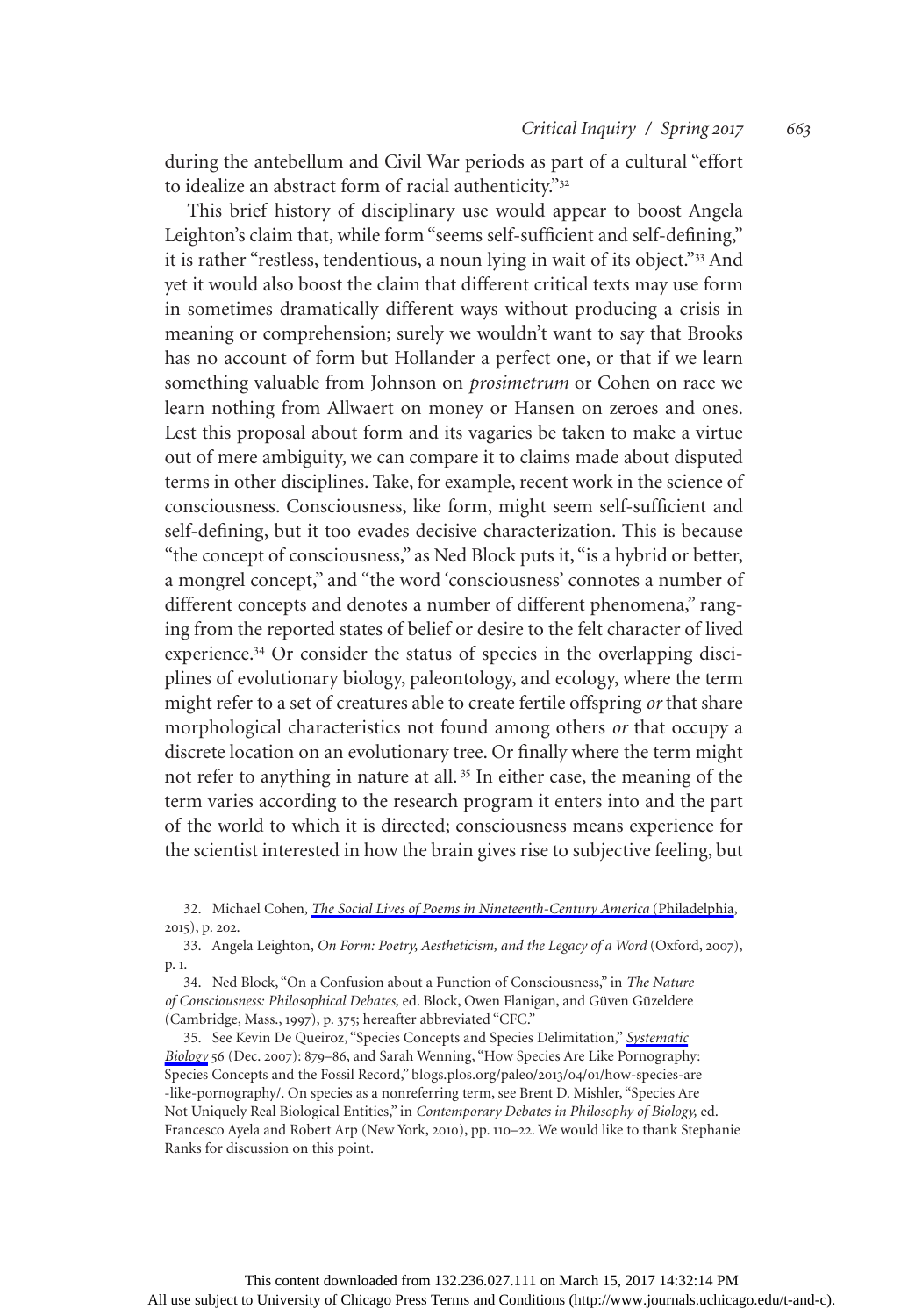during the antebellum and Civil War periods as part of a cultural "effort to idealize an abstract form of racial authenticity."[32]

This brief history of disciplinary use would appear to boost Angela Leighton's claim that, while form "seems self-sufficient and self-defining," it is rather "restless, tendentious, a noun lying in wait of its object."[33] And yet it would also boost the claim that different critical texts may use form in sometimes dramatically different ways without producing a crisis in meaning or comprehension; surely we wouldn't want to say that Brooks has no account of form but Hollander a perfect one, or that if we learn something valuable from Johnson on *prosimetrum* or Cohen on race we learn nothing from Allwaert on money or Hansen on zeroes and ones. Lest this proposal about form and its vagaries be taken to make a virtue out of mere ambiguity, we can compare it to claims made about disputed terms in other disciplines. Take, for example, recent work in the science of consciousness. Consciousness, like form, might seem self-sufficient and self-defining, but it too evades decisive characterization. This is because "the concept of consciousness," as Ned Block puts it, "is a hybrid or better, a mongrel concept," and "the word 'consciousness' connotes a number of different concepts and denotes a number of different phenomena," ranging from the reported states of belief or desire to the felt character of lived experience.[34] Or consider the status of species in the overlapping disciplines of evolutionary biology, paleontology, and ecology, where the term might refer to a set of creatures able to create fertile offspring *or* that share morphological characteristics not found among others *or* that occupy a discrete location on an evolutionary tree. Or finally where the term might not refer to anything in nature at all.[35] In either case, the meaning of the term varies according to the research program it enters into and the part of the world to which it is directed; consciousness means experience for the scientist interested in how the brain gives rise to subjective feeling, but

32. Michael Cohen, *The Social Lives of Poems in Nineteenth-Century America* (Philadelphia, 2015), p. 202.

33. Angela Leighton, *On Form: Poetry, Aestheticism, and the Legacy of a Word* (Oxford, 2007), p. 1.

34. Ned Block, "On a Confusion about a Function of Consciousness," in *The Nature of Consciousness: Philosophical Debates,* ed. Block, Owen Flanigan, and Güven Güzeldere (Cambridge, Mass., 1997), p. 375; hereafter abbreviated "CFC."

35. See Kevin De Queiroz, "Species Concepts and Species Delimitation," *Systematic Biology* 56 (Dec. 2007): 879–86, and Sarah Wenning, "How Species Are Like Pornography: Species Concepts and the Fossil Record," blogs.plos.org/paleo/2013/04/01/how-species-are-like-pornography/. On species as a nonreferring term, see Brent D. Mishler, "Species Are Not Uniquely Real Biological Entities," in *Contemporary Debates in Philosophy of Biology,* ed. Francesco Ayela and Robert Arp (New York, 2010), pp. 110–22. We would like to thank Stephanie Ranks for discussion on this point.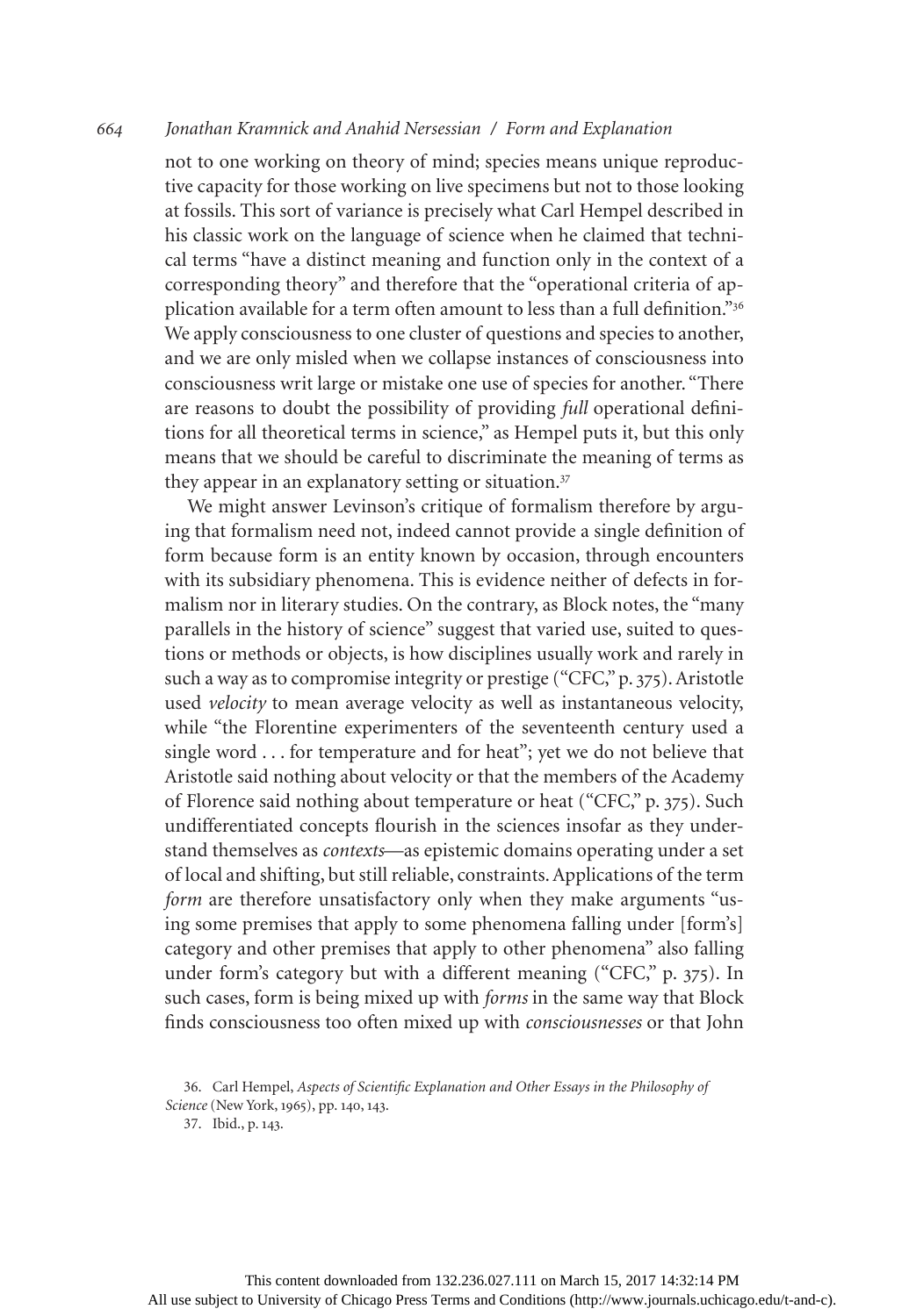not to one working on theory of mind; species means unique reproductive capacity for those working on live specimens but not to those looking at fossils. This sort of variance is precisely what Carl Hempel described in his classic work on the language of science when he claimed that technical terms "have a distinct meaning and function only in the context of a corresponding theory" and therefore that the "operational criteria of application available for a term often amount to less than a full definition."[36] We apply consciousness to one cluster of questions and species to another, and we are only misled when we collapse instances of consciousness into consciousness writ large or mistake one use of species for another. "There are reasons to doubt the possibility of providing *full* operational definitions for all theoretical terms in science," as Hempel puts it, but this only means that we should be careful to discriminate the meaning of terms as they appear in an explanatory setting or situation.[37]

We might answer Levinson's critique of formalism therefore by arguing that formalism need not, indeed cannot provide a single definition of form because form is an entity known by occasion, through encounters with its subsidiary phenomena. This is evidence neither of defects in formalism nor in literary studies. On the contrary, as Block notes, the "many parallels in the history of science" suggest that varied use, suited to questions or methods or objects, is how disciplines usually work and rarely in such a way as to compromise integrity or prestige ("CFC," p. 375). Aristotle used *velocity* to mean average velocity as well as instantaneous velocity, while "the Florentine experimenters of the seventeenth century used a single word . . . for temperature and for heat"; yet we do not believe that Aristotle said nothing about velocity or that the members of the Academy of Florence said nothing about temperature or heat ("CFC," p. 375). Such undifferentiated concepts flourish in the sciences insofar as they understand themselves as *contexts*—as epistemic domains operating under a set of local and shifting, but still reliable, constraints. Applications of the term *form* are therefore unsatisfactory only when they make arguments "using some premises that apply to some phenomena falling under [form's] category and other premises that apply to other phenomena" also falling under form's category but with a different meaning ("CFC," p. 375). In such cases, form is being mixed up with *forms* in the same way that Block finds consciousness too often mixed up with *consciousnesses* or that John

36. Carl Hempel, *Aspects of Scientific Explanation and Other Essays in the Philosophy of Science* (New York, 1965), pp. 140, 143.

37. Ibid., p. 143.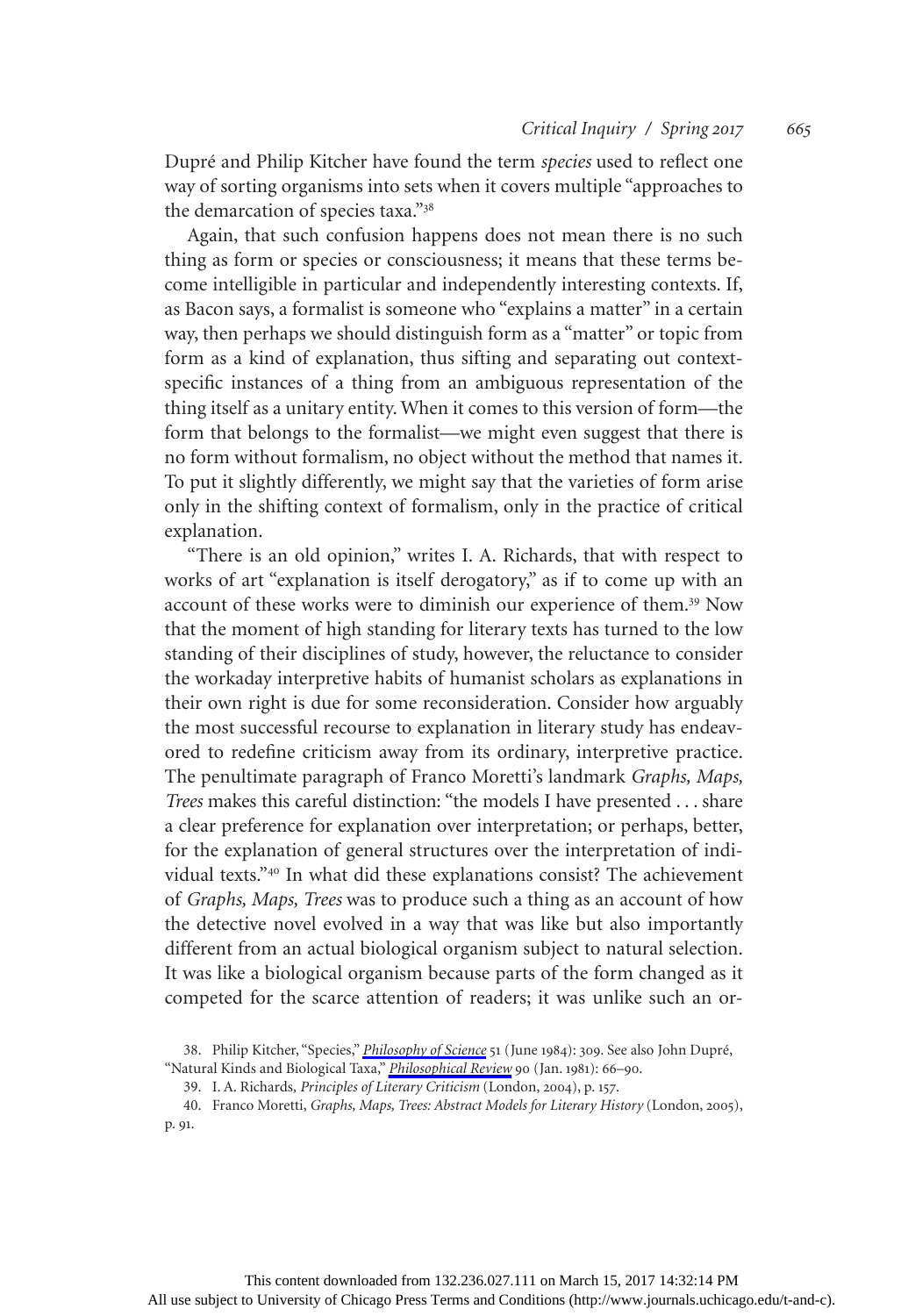Dupré and Philip Kitcher have found the term *species* used to reflect one way of sorting organisms into sets when it covers multiple "approaches to the demarcation of species taxa."[38]

Again, that such confusion happens does not mean there is no such thing as form or species or consciousness; it means that these terms become intelligible in particular and independently interesting contexts. If, as Bacon says, a formalist is someone who "explains a matter" in a certain way, then perhaps we should distinguish form as a "matter" or topic from form as a kind of explanation, thus sifting and separating out context-specific instances of a thing from an ambiguous representation of the thing itself as a unitary entity. When it comes to this version of form—the form that belongs to the formalist—we might even suggest that there is no form without formalism, no object without the method that names it. To put it slightly differently, we might say that the varieties of form arise only in the shifting context of formalism, only in the practice of critical explanation.

"There is an old opinion," writes I. A. Richards, that with respect to works of art "explanation is itself derogatory," as if to come up with an account of these works were to diminish our experience of them.[39] Now that the moment of high standing for literary texts has turned to the low standing of their disciplines of study, however, the reluctance to consider the workaday interpretive habits of humanist scholars as explanations in their own right is due for some reconsideration. Consider how arguably the most successful recourse to explanation in literary study has endeavored to redefine criticism away from its ordinary, interpretive practice. The penultimate paragraph of Franco Moretti's landmark *Graphs, Maps, Trees* makes this careful distinction: "the models I have presented . . . share a clear preference for explanation over interpretation; or perhaps, better, for the explanation of general structures over the interpretation of individual texts."[40] In what did these explanations consist? The achievement of *Graphs, Maps, Trees* was to produce such a thing as an account of how the detective novel evolved in a way that was like but also importantly different from an actual biological organism subject to natural selection. It was like a biological organism because parts of the form changed as it competed for the scarce attention of readers; it was unlike such an or-

38. Philip Kitcher, "Species," *Philosophy of Science* 51 (June 1984): 309. See also John Dupré, "Natural Kinds and Biological Taxa," *Philosophical Review* 90 (Jan. 1981): 66–90.

39. I. A. Richards, *Principles of Literary Criticism* (London, 2004), p. 157.

40. Franco Moretti, *Graphs, Maps, Trees: Abstract Models for Literary History* (London, 2005), p. 91.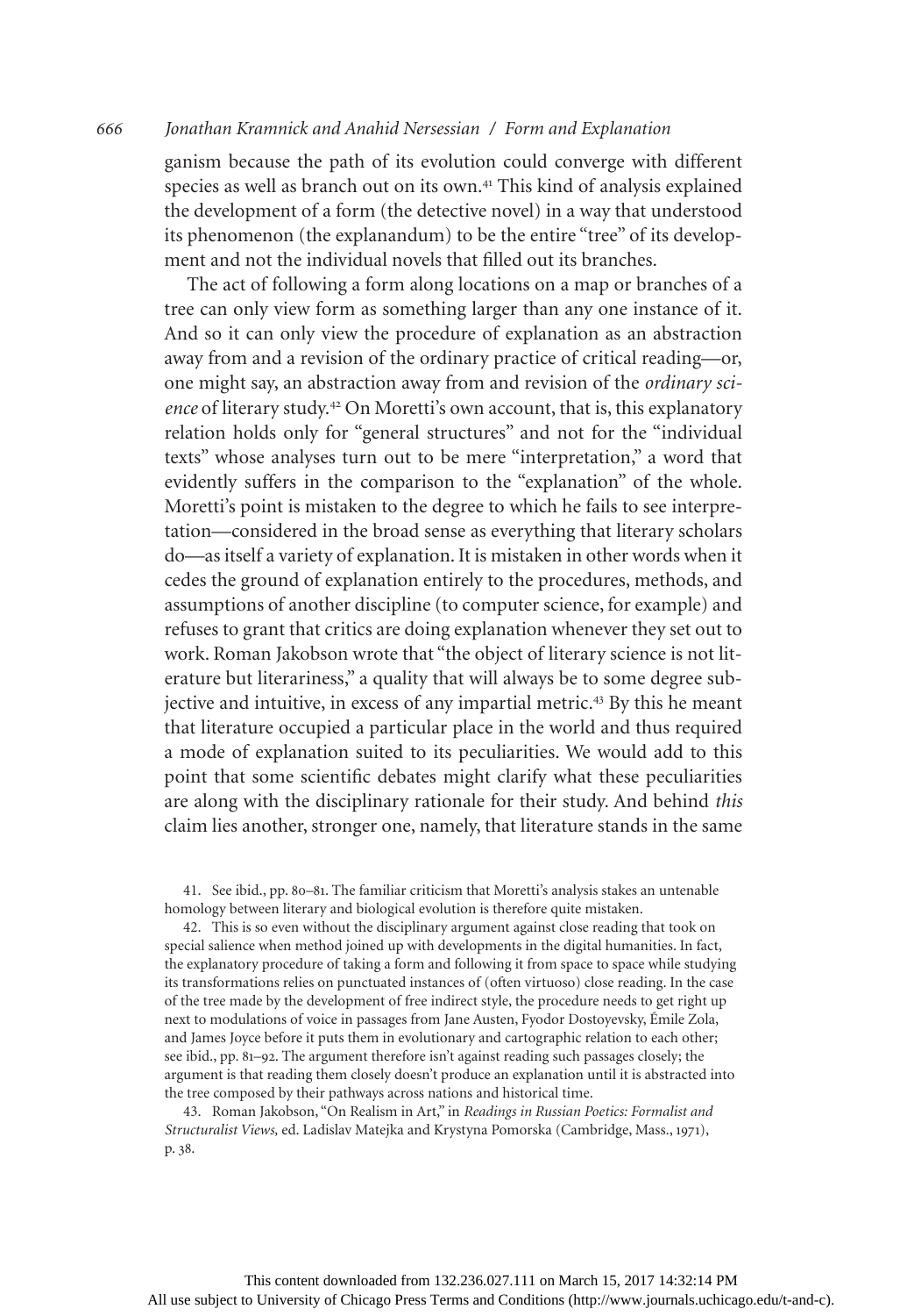ganism because the path of its evolution could converge with different species as well as branch out on its own.[41] This kind of analysis explained the development of a form (the detective novel) in a way that understood its phenomenon (the explanandum) to be the entire "tree" of its development and not the individual novels that filled out its branches.

The act of following a form along locations on a map or branches of a tree can only view form as something larger than any one instance of it. And so it can only view the procedure of explanation as an abstraction away from and a revision of the ordinary practice of critical reading—or, one might say, an abstraction away from and revision of the *ordinary science* of literary study.[42] On Moretti's own account, that is, this explanatory relation holds only for "general structures" and not for the "individual texts" whose analyses turn out to be mere "interpretation," a word that evidently suffers in the comparison to the "explanation" of the whole. Moretti's point is mistaken to the degree to which he fails to see interpretation—considered in the broad sense as everything that literary scholars do—as itself a variety of explanation. It is mistaken in other words when it cedes the ground of explanation entirely to the procedures, methods, and assumptions of another discipline (to computer science, for example) and refuses to grant that critics are doing explanation whenever they set out to work. Roman Jakobson wrote that "the object of literary science is not literature but literariness," a quality that will always be to some degree subjective and intuitive, in excess of any impartial metric.[43] By this he meant that literature occupied a particular place in the world and thus required a mode of explanation suited to its peculiarities. We would add to this point that some scientific debates might clarify what these peculiarities are along with the disciplinary rationale for their study. And behind *this* claim lies another, stronger one, namely, that literature stands in the same

41. See ibid., pp. 80–81. The familiar criticism that Moretti's analysis stakes an untenable homology between literary and biological evolution is therefore quite mistaken.

42. This is so even without the disciplinary argument against close reading that took on special salience when method joined up with developments in the digital humanities. In fact, the explanatory procedure of taking a form and following it from space to space while studying its transformations relies on punctuated instances of (often virtuoso) close reading. In the case of the tree made by the development of free indirect style, the procedure needs to get right up next to modulations of voice in passages from Jane Austen, Fyodor Dostoyevsky, Émile Zola, and James Joyce before it puts them in evolutionary and cartographic relation to each other; see ibid., pp. 81–92. The argument therefore isn't against reading such passages closely; the argument is that reading them closely doesn't produce an explanation until it is abstracted into the tree composed by their pathways across nations and historical time.

43. Roman Jakobson, "On Realism in Art," in *Readings in Russian Poetics: Formalist and Structuralist Views,* ed. Ladislav Matejka and Krystyna Pomorska (Cambridge, Mass., 1971), p. 38.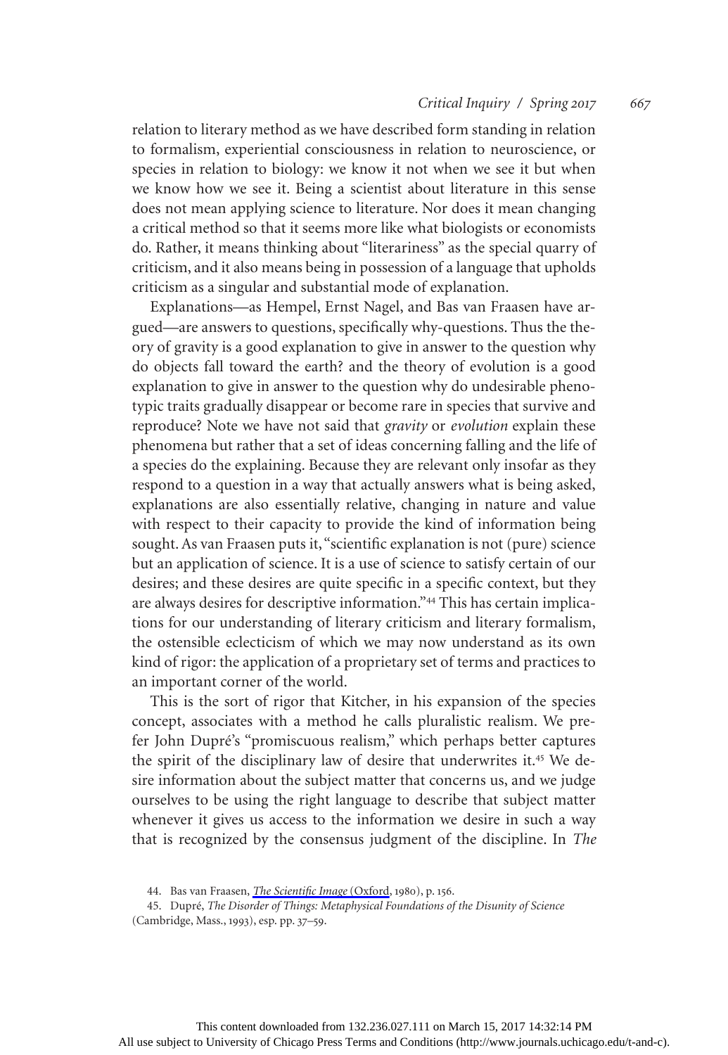relation to literary method as we have described form standing in relation to formalism, experiential consciousness in relation to neuroscience, or species in relation to biology: we know it not when we see it but when we know how we see it. Being a scientist about literature in this sense does not mean applying science to literature. Nor does it mean changing a critical method so that it seems more like what biologists or economists do. Rather, it means thinking about "literariness" as the special quarry of criticism, and it also means being in possession of a language that upholds criticism as a singular and substantial mode of explanation.

Explanations—as Hempel, Ernst Nagel, and Bas van Fraassen have argued—are answers to questions, specifically why-questions. Thus the theory of gravity is a good explanation to give in answer to the question why do objects fall toward the earth? and the theory of evolution is a good explanation to give in answer to the question why do undesirable phenotypic traits gradually disappear or become rare in species that survive and reproduce? Note we have not said that *gravity* or *evolution* explain these phenomena but rather that a set of ideas concerning falling and the life of a species do the explaining. Because they are relevant only insofar as they respond to a question in a way that actually answers what is being asked, explanations are also essentially relative, changing in nature and value with respect to their capacity to provide the kind of information being sought. As van Fraassen puts it, "scientific explanation is not (pure) science but an application of science. It is a use of science to satisfy certain of our desires; and these desires are quite specific in a specific context, but they are always desires for descriptive information."[44] This has certain implications for our understanding of literary criticism and literary formalism, the ostensible eclecticism of which we may now understand as its own kind of rigor: the application of a proprietary set of terms and practices to an important corner of the world.

This is the sort of rigor that Kitcher, in his expansion of the species concept, associates with a method he calls pluralistic realism. We prefer John Dupré's "promiscuous realism," which perhaps better captures the spirit of the disciplinary law of desire that underwrites it.[45] We desire information about the subject matter that concerns us, and we judge ourselves to be using the right language to describe that subject matter whenever it gives us access to the information we desire in such a way that is recognized by the consensus judgment of the discipline. In *The*

44. Bas van Fraassen, *The Scientific Image* (Oxford, 1980), p. 156.

45. Dupré, *The Disorder of Things: Metaphysical Foundations of the Disunity of Science* (Cambridge, Mass., 1993), esp. pp. 37–59.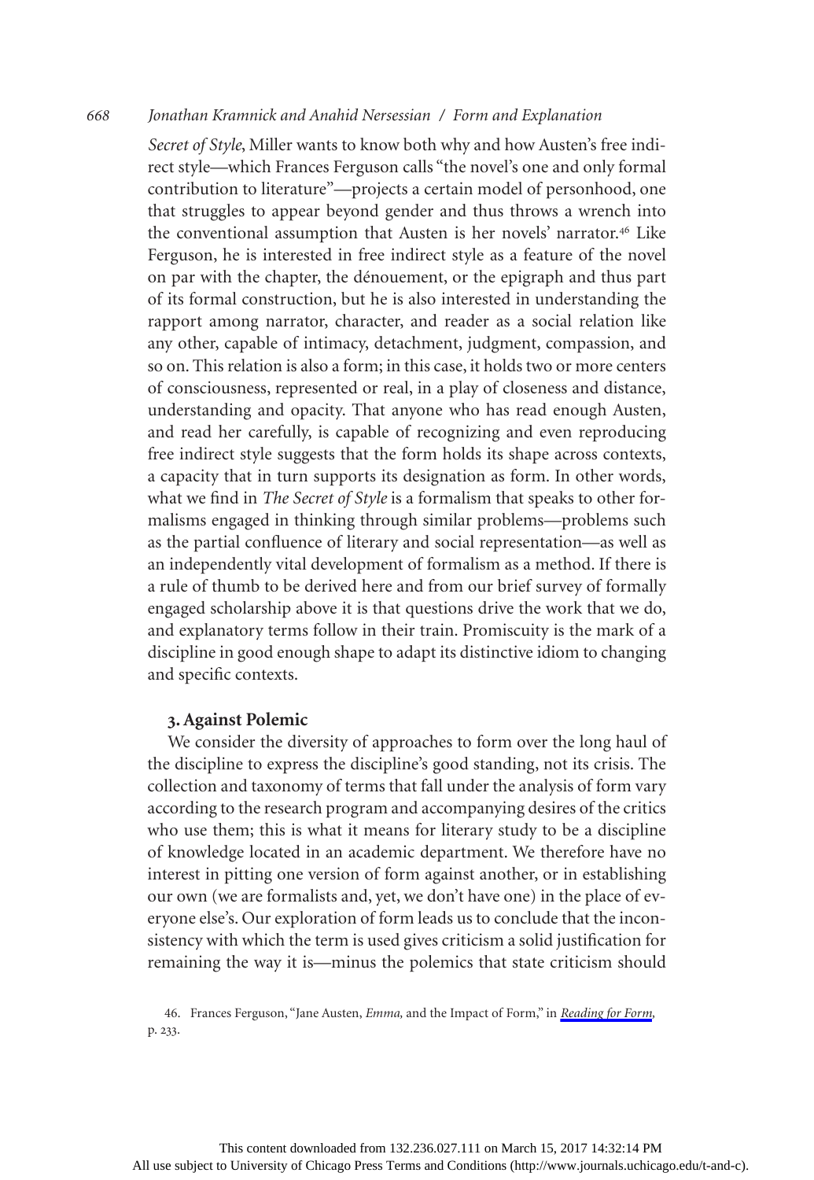*Secret of Style*, Miller wants to know both why and how Austen's free indirect style—which Frances Ferguson calls "the novel's one and only formal contribution to literature"—projects a certain model of personhood, one that struggles to appear beyond gender and thus throws a wrench into the conventional assumption that Austen is her novels' narrator.[46] Like Ferguson, he is interested in free indirect style as a feature of the novel on par with the chapter, the dénouement, or the epigraph and thus part of its formal construction, but he is also interested in understanding the rapport among narrator, character, and reader as a social relation like any other, capable of intimacy, detachment, judgment, compassion, and so on. This relation is also a form; in this case, it holds two or more centers of consciousness, represented or real, in a play of closeness and distance, understanding and opacity. That anyone who has read enough Austen, and read her carefully, is capable of recognizing and even reproducing free indirect style suggests that the form holds its shape across contexts, a capacity that in turn supports its designation as form. In other words, what we find in *The Secret of Style* is a formalism that speaks to other formalisms engaged in thinking through similar problems—problems such as the partial confluence of literary and social representation—as well as an independently vital development of formalism as a method. If there is a rule of thumb to be derived here and from our brief survey of formally engaged scholarship above it is that questions drive the work that we do, and explanatory terms follow in their train. Promiscuity is the mark of a discipline in good enough shape to adapt its distinctive idiom to changing and specific contexts.

### 3. Against Polemic

We consider the diversity of approaches to form over the long haul of the discipline to express the discipline's good standing, not its crisis. The collection and taxonomy of terms that fall under the analysis of form vary according to the research program and accompanying desires of the critics who use them; this is what it means for literary study to be a discipline of knowledge located in an academic department. We therefore have no interest in pitting one version of form against another, or in establishing our own (we are formalists and, yet, we don't have one) in the place of everyone else's. Our exploration of form leads us to conclude that the inconsistency with which the term is used gives criticism a solid justification for remaining the way it is—minus the polemics that state criticism should

46. Frances Ferguson, "Jane Austen, *Emma*, and the Impact of Form," in *Reading for Form*, p. 233.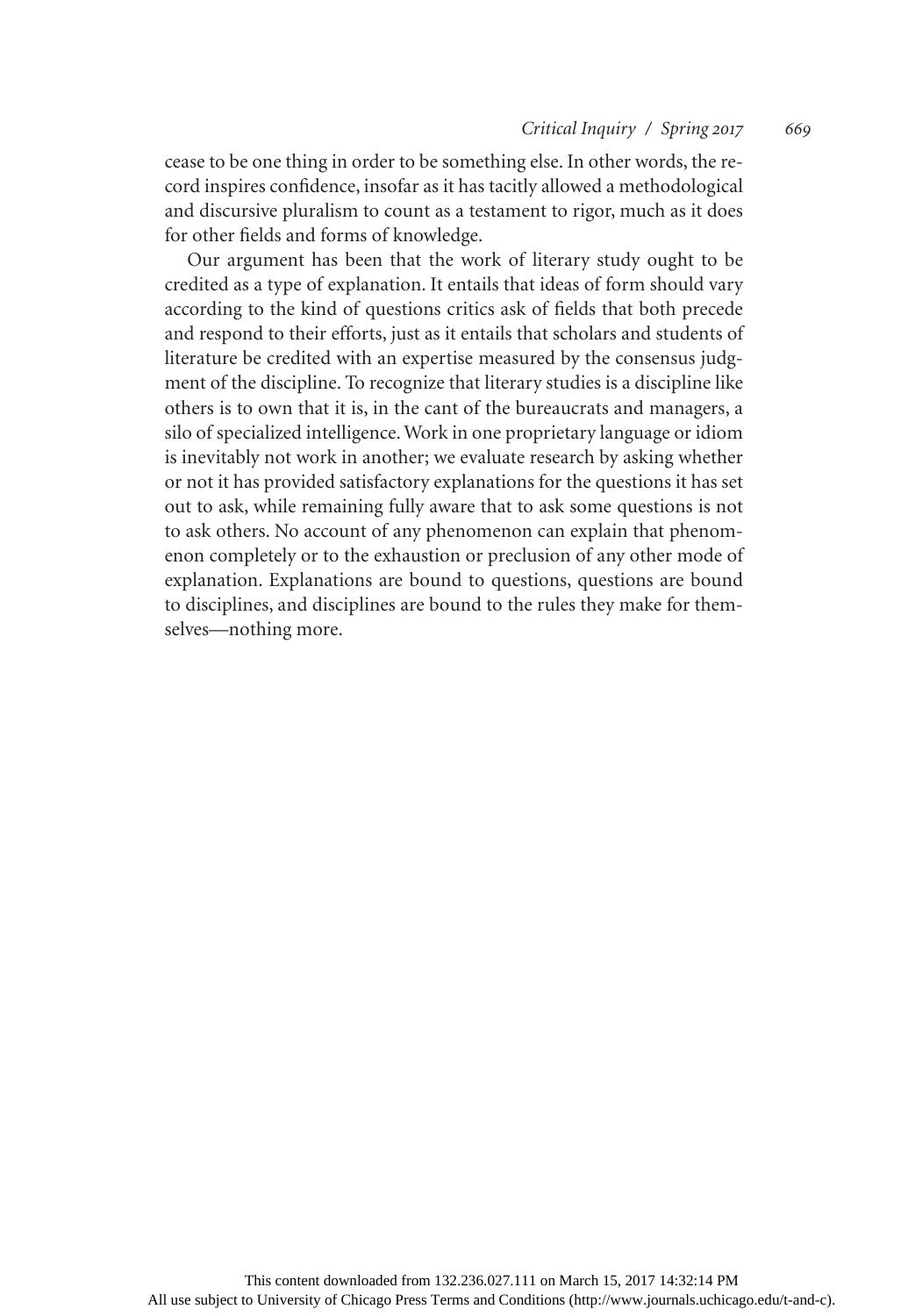cease to be one thing in order to be something else. In other words, the record inspires confidence, insofar as it has tacitly allowed a methodological and discursive pluralism to count as a testament to rigor, much as it does for other fields and forms of knowledge.

Our argument has been that the work of literary study ought to be credited as a type of explanation. It entails that ideas of form should vary according to the kind of questions critics ask of fields that both precede and respond to their efforts, just as it entails that scholars and students of literature be credited with an expertise measured by the consensus judgment of the discipline. To recognize that literary studies is a discipline like others is to own that it is, in the cant of the bureaucrats and managers, a silo of specialized intelligence. Work in one proprietary language or idiom is inevitably not work in another; we evaluate research by asking whether or not it has provided satisfactory explanations for the questions it has set out to ask, while remaining fully aware that to ask some questions is not to ask others. No account of any phenomenon can explain that phenomenon completely or to the exhaustion or preclusion of any other mode of explanation. Explanations are bound to questions, questions are bound to disciplines, and disciplines are bound to the rules they make for themselves—nothing more.